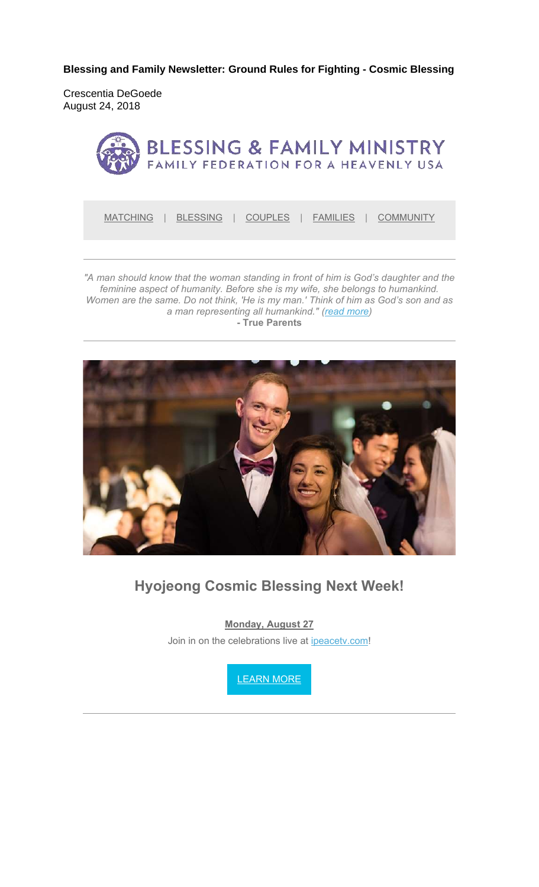**Blessing and Family Newsletter: Ground Rules for Fighting - Cosmic Blessing**

Crescentia DeGoede
August 24, 2018

BLESSING & FAMILY MINISTRY
FAMILY FEDERATION FOR A HEAVENLY USA

MATCHING | BLESSING | COUPLES | FAMILIES | COMMUNITY

---

*"A man should know that the woman standing in front of him is God's daughter and the feminine aspect of humanity. Before she is my wife, she belongs to humankind. Women are the same. Do not think, 'He is my man.' Think of him as God's son and as a man representing all humankind." (read more)*
**- True Parents**

---

## Hyojeong Cosmic Blessing Next Week!

**Monday, August 27**

Join in on the celebrations live at ipeacetv.com!

LEARN MORE

---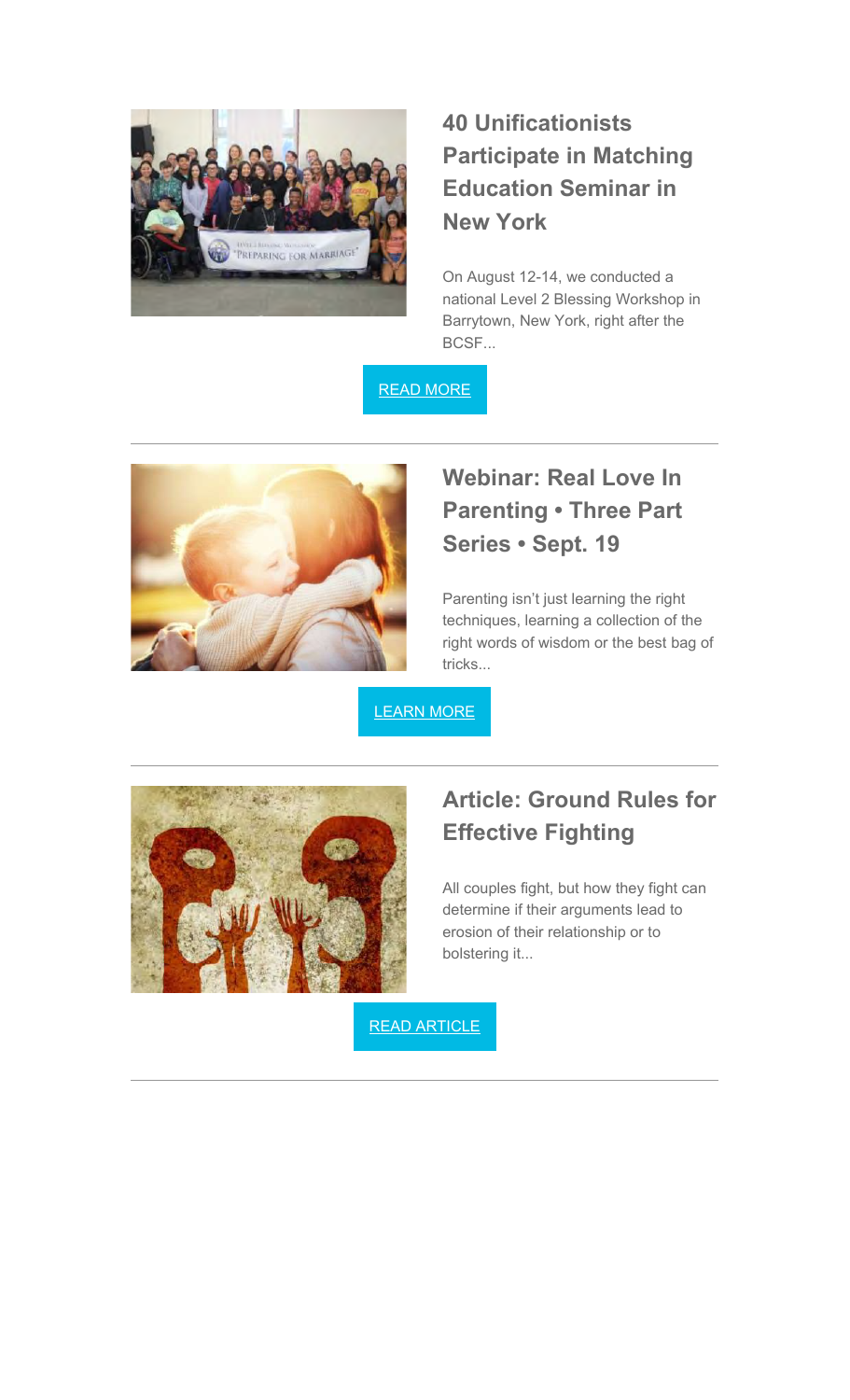## 40 Unificationists Participate in Matching Education Seminar in New York

On August 12-14, we conducted a national Level 2 Blessing Workshop in Barrytown, New York, right after the BCSF...

READ MORE

---

## Webinar: Real Love In Parenting • Three Part Series • Sept. 19

Parenting isn't just learning the right techniques, learning a collection of the right words of wisdom or the best bag of tricks...

LEARN MORE

---

## Article: Ground Rules for Effective Fighting

All couples fight, but how they fight can determine if their arguments lead to erosion of their relationship or to bolstering it...

READ ARTICLE

---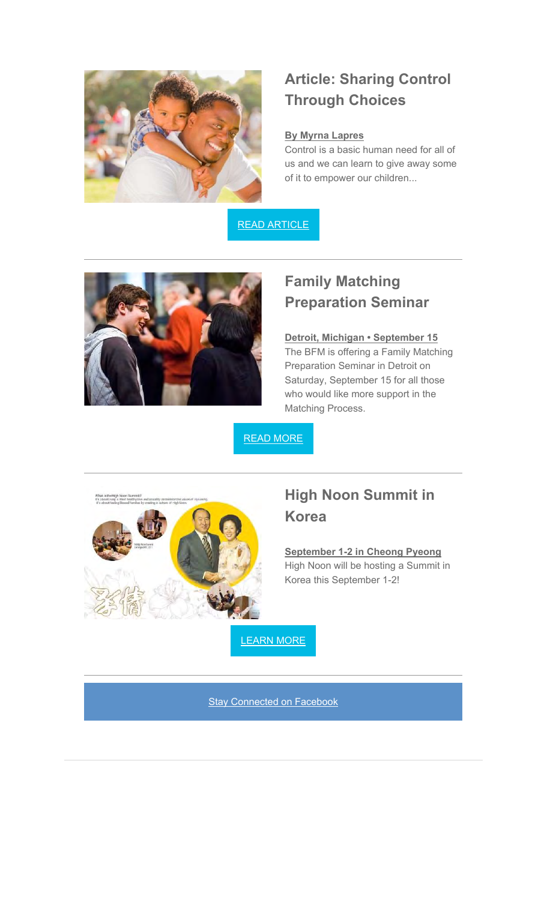## Article: Sharing Control Through Choices

**By Myrna Lapres**

Control is a basic human need for all of us and we can learn to give away some of it to empower our children...

READ ARTICLE

---

## Family Matching Preparation Seminar

**Detroit, Michigan • September 15**

The BFM is offering a Family Matching Preparation Seminar in Detroit on Saturday, September 15 for all those who would like more support in the Matching Process.

READ MORE

---

## High Noon Summit in Korea

**September 1-2 in Cheong Pyeong**

High Noon will be hosting a Summit in Korea this September 1-2!

LEARN MORE

---

Stay Connected on Facebook